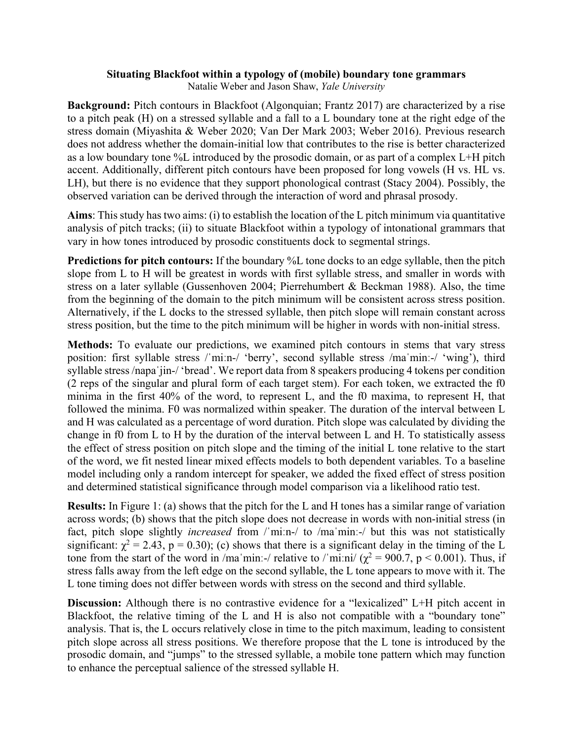# Situating Blackfoot within a typology of (mobile) boundary tone grammars

Natalie Weber and Jason Shaw, *Yale University*

**Background:** Pitch contours in Blackfoot (Algonquian; Frantz 2017) are characterized by a rise to a pitch peak (H) on a stressed syllable and a fall to a L boundary tone at the right edge of the stress domain (Miyashita & Weber 2020; Van Der Mark 2003; Weber 2016). Previous research does not address whether the domain-initial low that contributes to the rise is better characterized as a low boundary tone %L introduced by the prosodic domain, or as part of a complex L+H pitch accent. Additionally, different pitch contours have been proposed for long vowels (H vs. HL vs. LH), but there is no evidence that they support phonological contrast (Stacy 2004). Possibly, the observed variation can be derived through the interaction of word and phrasal prosody.

**Aims**: This study has two aims: (i) to establish the location of the L pitch minimum via quantitative analysis of pitch tracks; (ii) to situate Blackfoot within a typology of intonational grammars that vary in how tones introduced by prosodic constituents dock to segmental strings.

**Predictions for pitch contours:** If the boundary %L tone docks to an edge syllable, then the pitch slope from L to H will be greatest in words with first syllable stress, and smaller in words with stress on a later syllable (Gussenhoven 2004; Pierrehumbert & Beckman 1988). Also, the time from the beginning of the domain to the pitch minimum will be consistent across stress position. Alternatively, if the L docks to the stressed syllable, then pitch slope will remain constant across stress position, but the time to the pitch minimum will be higher in words with non-initial stress.

**Methods:** To evaluate our predictions, we examined pitch contours in stems that vary stress position: first syllable stress /ˈmiːn-/ 'berry', second syllable stress /maˈmiːn-/ 'wing'), third syllable stress /napaˈjin-/ 'bread'. We report data from 8 speakers producing 4 tokens per condition (2 reps of the singular and plural form of each target stem). For each token, we extracted the f0 minima in the first 40% of the word, to represent L, and the f0 maxima, to represent H, that followed the minima. F0 was normalized within speaker. The duration of the interval between L and H was calculated as a percentage of word duration. Pitch slope was calculated by dividing the change in f0 from L to H by the duration of the interval between L and H. To statistically assess the effect of stress position on pitch slope and the timing of the initial L tone relative to the start of the word, we fit nested linear mixed effects models to both dependent variables. To a baseline model including only a random intercept for speaker, we added the fixed effect of stress position and determined statistical significance through model comparison via a likelihood ratio test.

**Results:** In Figure 1: (a) shows that the pitch for the L and H tones has a similar range of variation across words; (b) shows that the pitch slope does not decrease in words with non-initial stress (in fact, pitch slope slightly *increased* from /ˈmiːn-/ to /maˈmiːn-/ but this was not statistically significant: $\chi^2 = 2.43$, $p = 0.30$); (c) shows that there is a significant delay in the timing of the L tone from the start of the word in /maˈmiːn-/ relative to /ˈmiːni/ ($\chi^2 = 900.7$, $p < 0.001$). Thus, if stress falls away from the left edge on the second syllable, the L tone appears to move with it. The L tone timing does not differ between words with stress on the second and third syllable.

**Discussion:** Although there is no contrastive evidence for a "lexicalized" L+H pitch accent in Blackfoot, the relative timing of the L and H is also not compatible with a "boundary tone" analysis. That is, the L occurs relatively close in time to the pitch maximum, leading to consistent pitch slope across all stress positions. We therefore propose that the L tone is introduced by the prosodic domain, and "jumps" to the stressed syllable, a mobile tone pattern which may function to enhance the perceptual salience of the stressed syllable H.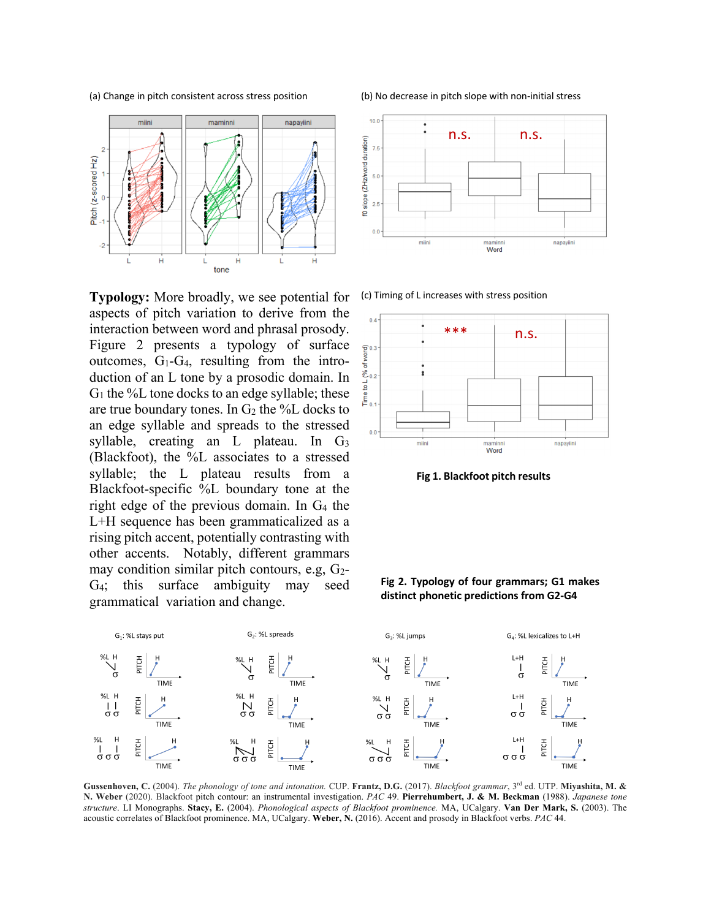(a) Change in pitch consistent across stress position

miini maminni napayiini

Pitch (z-scored Hz)

2
1
0
-1
-2

L H L H L H

tone

(b) No decrease in pitch slope with non-initial stress

n.s. n.s.

f0 slope (ZHz/word duration)

10.0
7.5
5.0
2.5
0.0

miini maminni napayiini

Word

**Typology:** More broadly, we see potential for aspects of pitch variation to derive from the interaction between word and phrasal prosody. Figure 2 presents a typology of surface outcomes, $G_1$-$G_4$, resulting from the introduction of an L tone by a prosodic domain. In $G_1$ the %L tone docks to an edge syllable; these are true boundary tones. In $G_2$ the %L docks to an edge syllable and spreads to the stressed syllable, creating an L plateau. In $G_3$ (Blackfoot), the %L associates to a stressed syllable; the L plateau results from a Blackfoot-specific %L boundary tone at the right edge of the previous domain. In $G_4$ the L+H sequence has been grammaticalized as a rising pitch accent, potentially contrasting with other accents. Notably, different grammars may condition similar pitch contours, e.g, $G_2$-$G_4$; this surface ambiguity may seed grammatical variation and change.

(c) Timing of L increases with stress position

*** n.s.

Time to L (% of word)

0.4
0.3
0.2
0.1
0.0

miini maminni napayiini

Word

**Fig 1. Blackfoot pitch results**

**Fig 2. Typology of four grammars; G1 makes distinct predictions from G2-G4**

$G_1$: %L stays put

$G_2$: %L spreads

$G_3$: %L jumps

$G_4$: %L lexicalizes to L+H

%L H
σ

%L H
σ σ

%L H
σ σ σ

L+H
σ

L+H
σ σ

L+H
σ σ σ

PITCH

TIME

H

**Gussenhoven, C.** (2004). *The phonology of tone and intonation.* CUP. **Frantz, D.G.** (2017). *Blackfoot grammar*, 3rd ed. UTP. **Miyashita, M. & N. Weber** (2020). Blackfoot pitch contour: an instrumental investigation. *PAC* 49. **Pierrehumbert, J. & M. Beckman** (1988). *Japanese tone structure.* LI Monographs. **Stacy, E.** (2004). *Phonological aspects of Blackfoot prominence.* MA, UCalgary. **Van Der Mark, S.** (2003). The acoustic correlates of Blackfoot prominence. MA, UCalgary. **Weber, N.** (2016). Accent and prosody in Blackfoot verbs. *PAC* 44.